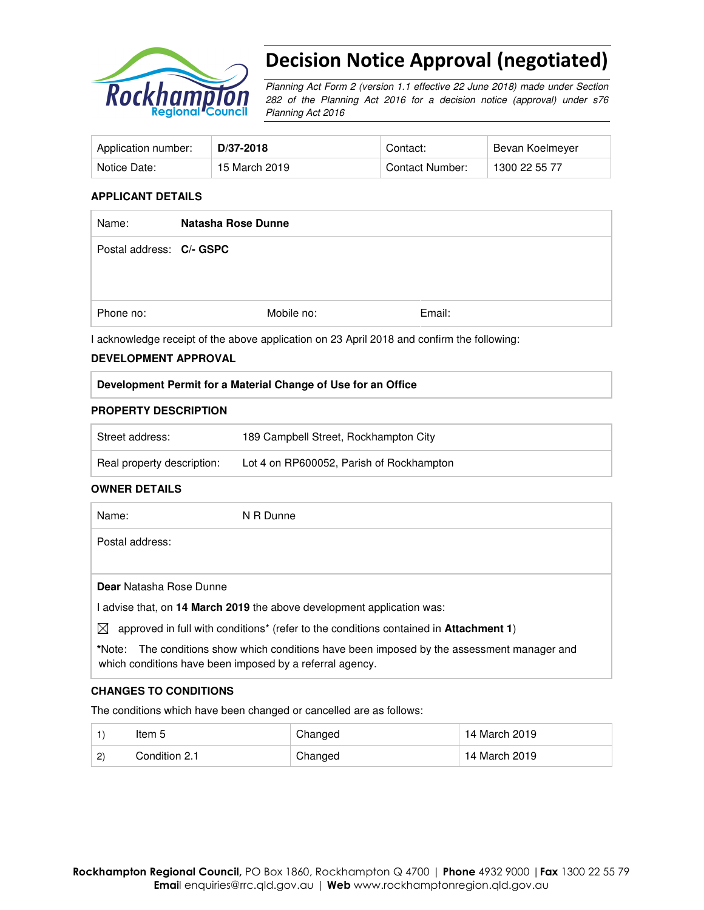# Decision Notice Approval (negotiated)

*Planning Act Form 2 (version 1.1 effective 22 June 2018) made under Section 282 of the Planning Act 2016 for a decision notice (approval) under s76 Planning Act 2016*

| Application number: | **D/37-2018** | Contact: | Bevan Koelmeyer |
|---|---|---|---|
| Notice Date: | 15 March 2019 | Contact Number: | 1300 22 55 77 |

### APPLICANT DETAILS

| | | |
|---|---|---|
| Name: **Natasha Rose Dunne** | | |
| Postal address: **C/- GSPC** | | |
| Phone no: | Mobile no: | Email: |

I acknowledge receipt of the above application on 23 April 2018 and confirm the following:

### DEVELOPMENT APPROVAL

| **Development Permit for a Material Change of Use for an Office** |
|---|

### PROPERTY DESCRIPTION

| | |
|---|---|
| Street address: | 189 Campbell Street, Rockhampton City |
| Real property description: | Lot 4 on RP600052, Parish of Rockhampton |

### OWNER DETAILS

| | |
|---|---|
| Name: | N R Dunne |
| Postal address: | |

**Dear** Natasha Rose Dunne

I advise that, on **14 March 2019** the above development application was:

☒ approved in full with conditions* (refer to the conditions contained in **Attachment 1**)

*Note: The conditions show which conditions have been imposed by the assessment manager and which conditions have been imposed by a referral agency.

### CHANGES TO CONDITIONS

The conditions which have been changed or cancelled are as follows:

| | | | |
|---|---|---|---|
| 1) | Item 5 | Changed | 14 March 2019 |
| 2) | Condition 2.1 | Changed | 14 March 2019 |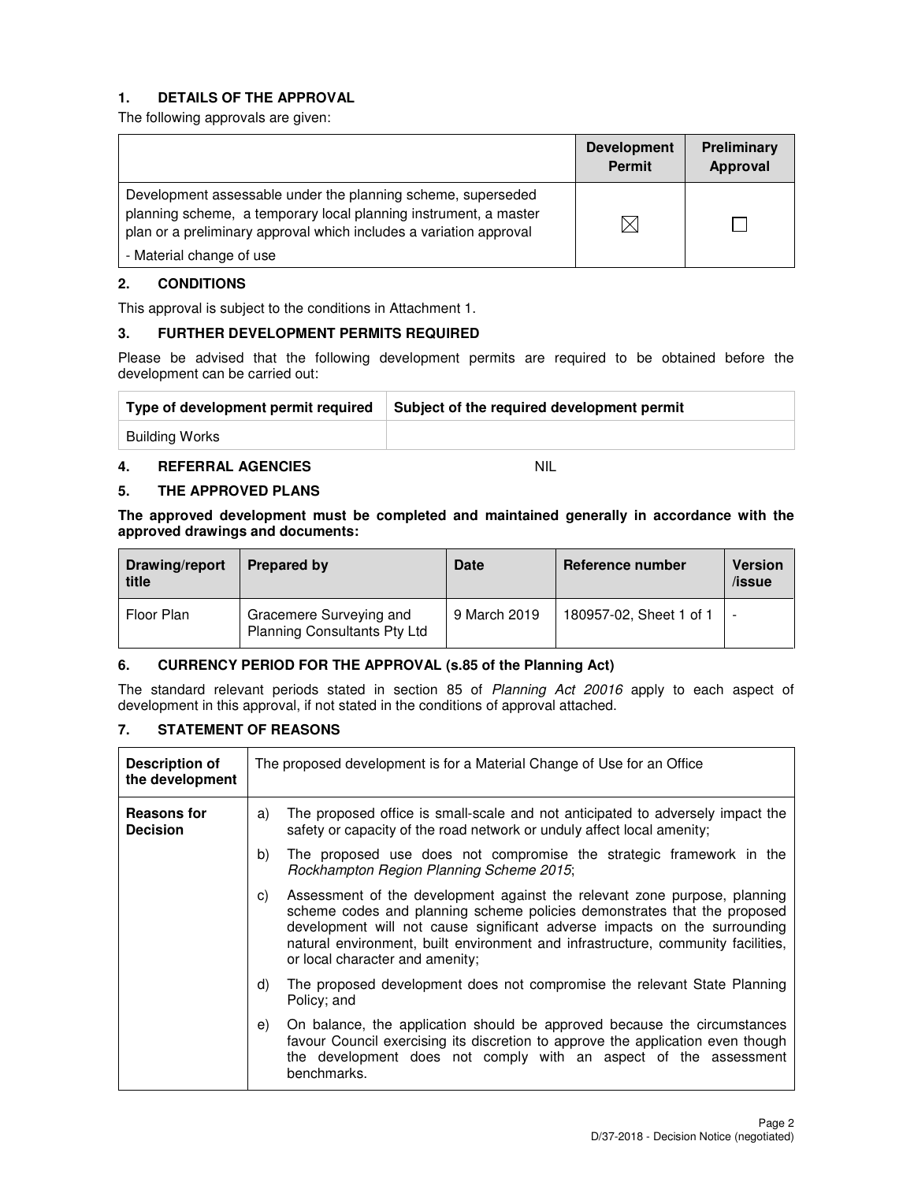## 1. DETAILS OF THE APPROVAL

The following approvals are given:

| | Development Permit | Preliminary Approval |
|---|---|---|
| Development assessable under the planning scheme, superseded planning scheme, a temporary local planning instrument, a master plan or a preliminary approval which includes a variation approval<br>- Material change of use | ☒ | ☐ |

## 2. CONDITIONS

This approval is subject to the conditions in Attachment 1.

## 3. FURTHER DEVELOPMENT PERMITS REQUIRED

Please be advised that the following development permits are required to be obtained before the development can be carried out:

| Type of development permit required | Subject of the required development permit |
|---|---|
| Building Works | |

## 4. REFERRAL AGENCIES NIL

## 5. THE APPROVED PLANS

**The approved development must be completed and maintained generally in accordance with the approved drawings and documents:**

| Drawing/report title | Prepared by | Date | Reference number | Version /issue |
|---|---|---|---|---|
| Floor Plan | Gracemere Surveying and Planning Consultants Pty Ltd | 9 March 2019 | 180957-02, Sheet 1 of 1 | - |

## 6. CURRENCY PERIOD FOR THE APPROVAL (s.85 of the Planning Act)

The standard relevant periods stated in section 85 of *Planning Act 20016* apply to each aspect of development in this approval, if not stated in the conditions of approval attached.

## 7. STATEMENT OF REASONS

| **Description of the development** | The proposed development is for a Material Change of Use for an Office |
|---|---|
| **Reasons for Decision** | a) The proposed office is small-scale and not anticipated to adversely impact the safety or capacity of the road network or unduly affect local amenity;<br>b) The proposed use does not compromise the strategic framework in the *Rockhampton Region Planning Scheme 2015*;<br>c) Assessment of the development against the relevant zone purpose, planning scheme codes and planning scheme policies demonstrates that the proposed development will not cause significant adverse impacts on the surrounding natural environment, built environment and infrastructure, community facilities, or local character and amenity;<br>d) The proposed development does not compromise the relevant State Planning Policy; and<br>e) On balance, the application should be approved because the circumstances favour Council exercising its discretion to approve the application even though the development does not comply with an aspect of the assessment benchmarks. |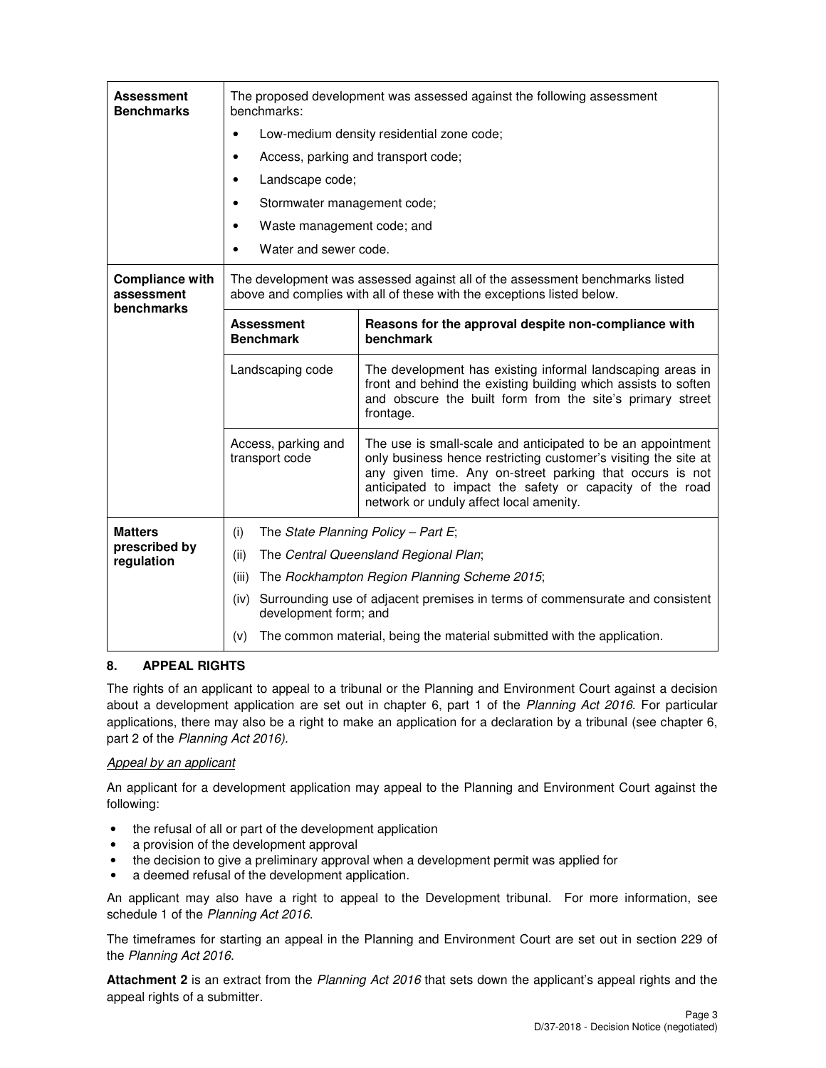| | | |
|---|---|---|
| **Assessment Benchmarks** | The proposed development was assessed against the following assessment benchmarks:<br>• Low-medium density residential zone code;<br>• Access, parking and transport code;<br>• Landscape code;<br>• Stormwater management code;<br>• Waste management code; and<br>• Water and sewer code. | |
| **Compliance with assessment benchmarks** | The development was assessed against all of the assessment benchmarks listed above and complies with all of these with the exceptions listed below. | |
| | **Assessment Benchmark** | **Reasons for the approval despite non-compliance with benchmark** |
| | Landscaping code | The development has existing informal landscaping areas in front and behind the existing building which assists to soften and obscure the built form from the site's primary street frontage. |
| | Access, parking and transport code | The use is small-scale and anticipated to be an appointment only business hence restricting customer's visiting the site at any given time. Any on-street parking that occurs is not anticipated to impact the safety or capacity of the road network or unduly affect local amenity. |
| **Matters prescribed by regulation** | (i) The *State Planning Policy – Part E*;<br>(ii) The *Central Queensland Regional Plan*;<br>(iii) The *Rockhampton Region Planning Scheme 2015*;<br>(iv) Surrounding use of adjacent premises in terms of commensurate and consistent development form; and<br>(v) The common material, being the material submitted with the application. | |

## 8. APPEAL RIGHTS

The rights of an applicant to appeal to a tribunal or the Planning and Environment Court against a decision about a development application are set out in chapter 6, part 1 of the *Planning Act 2016*. For particular applications, there may also be a right to make an application for a declaration by a tribunal (see chapter 6, part 2 of the *Planning Act 2016).*

*Appeal by an applicant*

An applicant for a development application may appeal to the Planning and Environment Court against the following:

- the refusal of all or part of the development application
- a provision of the development approval
- the decision to give a preliminary approval when a development permit was applied for
- a deemed refusal of the development application.

An applicant may also have a right to appeal to the Development tribunal. For more information, see schedule 1 of the *Planning Act 2016*.

The timeframes for starting an appeal in the Planning and Environment Court are set out in section 229 of the *Planning Act 2016*.

**Attachment 2** is an extract from the *Planning Act 2016* that sets down the applicant's appeal rights and the appeal rights of a submitter.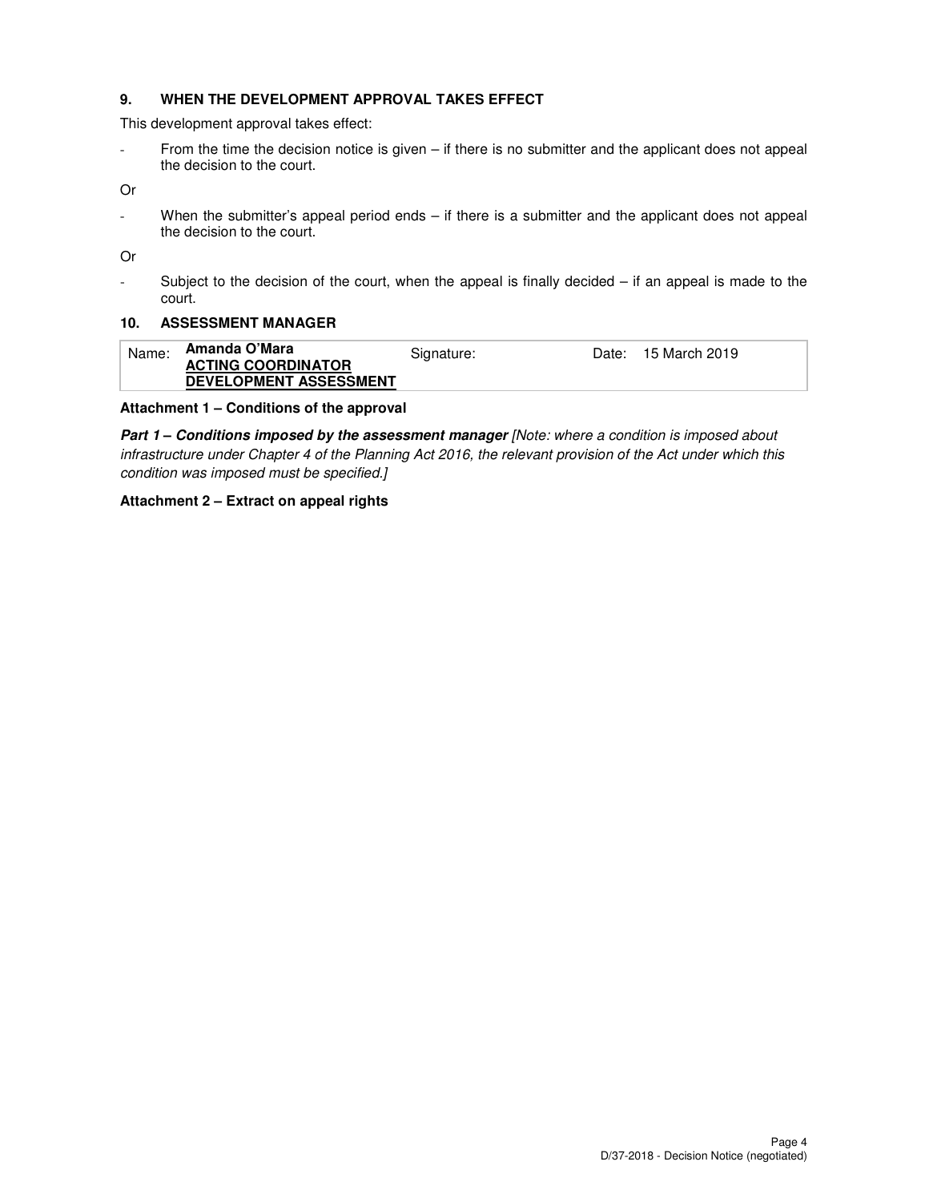## 9. WHEN THE DEVELOPMENT APPROVAL TAKES EFFECT

This development approval takes effect:

- From the time the decision notice is given – if there is no submitter and the applicant does not appeal the decision to the court.

Or

- When the submitter's appeal period ends – if there is a submitter and the applicant does not appeal the decision to the court.

Or

- Subject to the decision of the court, when the appeal is finally decided – if an appeal is made to the court.

## 10. ASSESSMENT MANAGER

| Name: | **Amanda O'Mara** <br> **ACTING COORDINATOR DEVELOPMENT ASSESSMENT** | Signature: | | Date: | 15 March 2019 |
|---|---|---|---|---|---|

**Attachment 1 – Conditions of the approval**

***Part 1 – Conditions imposed by the assessment manager*** *[Note: where a condition is imposed about infrastructure under Chapter 4 of the Planning Act 2016, the relevant provision of the Act under which this condition was imposed must be specified.]*

**Attachment 2 – Extract on appeal rights**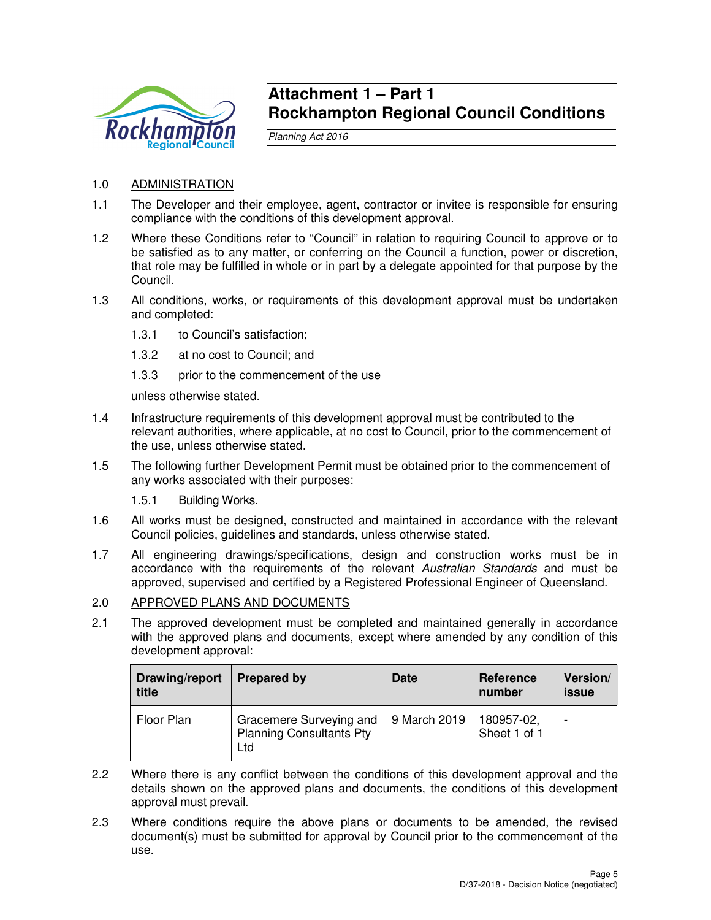# Attachment 1 – Part 1
# Rockhampton Regional Council Conditions

*Planning Act 2016*

1.0 ADMINISTRATION

1.1 The Developer and their employee, agent, contractor or invitee is responsible for ensuring compliance with the conditions of this development approval.

1.2 Where these Conditions refer to "Council" in relation to requiring Council to approve or to be satisfied as to any matter, or conferring on the Council a function, power or discretion, that role may be fulfilled in whole or in part by a delegate appointed for that purpose by the Council.

1.3 All conditions, works, or requirements of this development approval must be undertaken and completed:

1.3.1 to Council's satisfaction;

1.3.2 at no cost to Council; and

1.3.3 prior to the commencement of the use

unless otherwise stated.

1.4 Infrastructure requirements of this development approval must be contributed to the relevant authorities, where applicable, at no cost to Council, prior to the commencement of the use, unless otherwise stated.

1.5 The following further Development Permit must be obtained prior to the commencement of any works associated with their purposes:

1.5.1 Building Works.

1.6 All works must be designed, constructed and maintained in accordance with the relevant Council policies, guidelines and standards, unless otherwise stated.

1.7 All engineering drawings/specifications, design and construction works must be in accordance with the requirements of the relevant *Australian Standards* and must be approved, supervised and certified by a Registered Professional Engineer of Queensland.

2.0 APPROVED PLANS AND DOCUMENTS

2.1 The approved development must be completed and maintained generally in accordance with the approved plans and documents, except where amended by any condition of this development approval:

| Drawing/report title | Prepared by | Date | Reference number | Version/ issue |
|---|---|---|---|---|
| Floor Plan | Gracemere Surveying and Planning Consultants Pty Ltd | 9 March 2019 | 180957-02, Sheet 1 of 1 | - |

2.2 Where there is any conflict between the conditions of this development approval and the details shown on the approved plans and documents, the conditions of this development approval must prevail.

2.3 Where conditions require the above plans or documents to be amended, the revised document(s) must be submitted for approval by Council prior to the commencement of the use.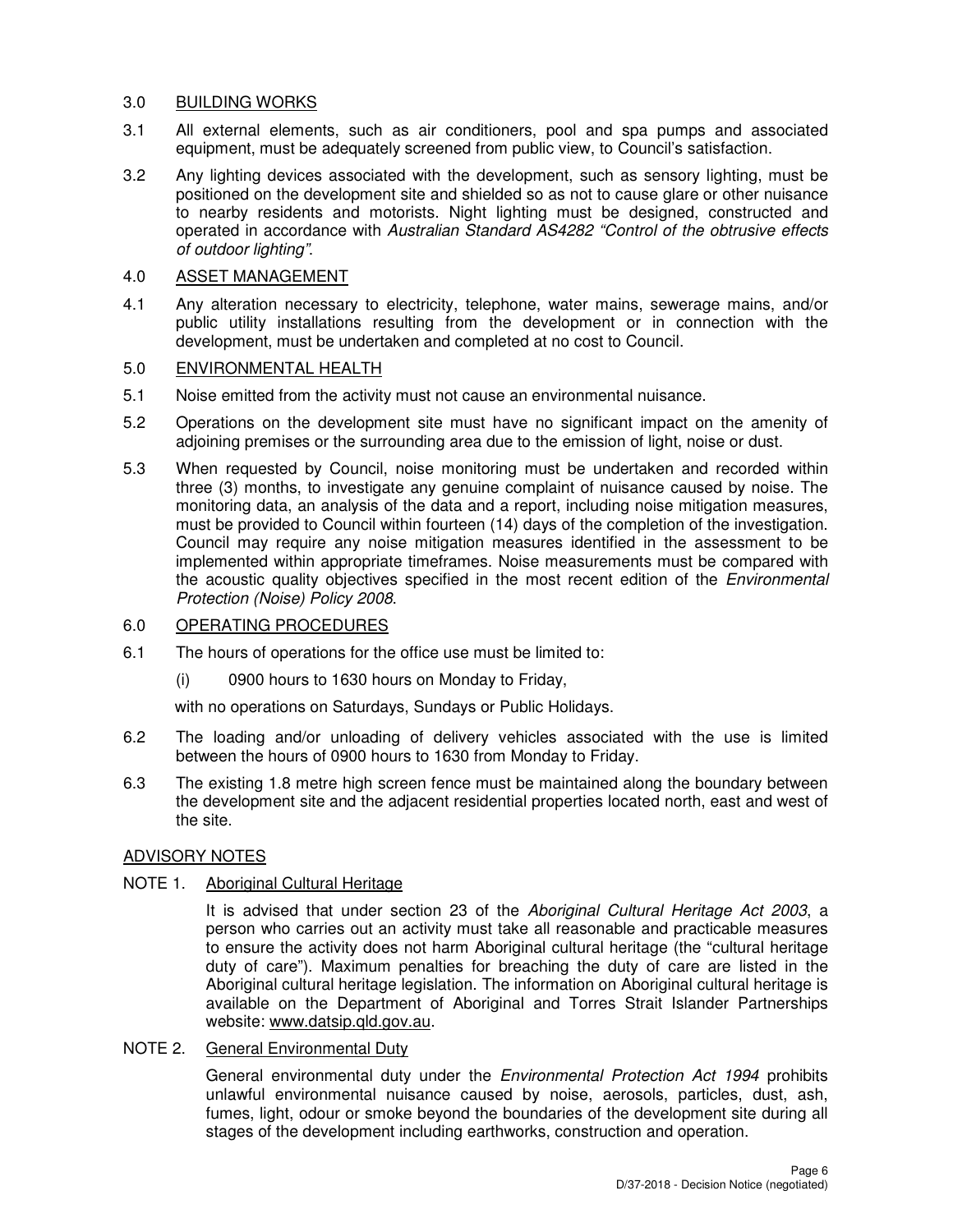## 3.0 BUILDING WORKS

3.1 All external elements, such as air conditioners, pool and spa pumps and associated equipment, must be adequately screened from public view, to Council's satisfaction.

3.2 Any lighting devices associated with the development, such as sensory lighting, must be positioned on the development site and shielded so as not to cause glare or other nuisance to nearby residents and motorists. Night lighting must be designed, constructed and operated in accordance with *Australian Standard AS4282 "Control of the obtrusive effects of outdoor lighting"*.

## 4.0 ASSET MANAGEMENT

4.1 Any alteration necessary to electricity, telephone, water mains, sewerage mains, and/or public utility installations resulting from the development or in connection with the development, must be undertaken and completed at no cost to Council.

## 5.0 ENVIRONMENTAL HEALTH

5.1 Noise emitted from the activity must not cause an environmental nuisance.

5.2 Operations on the development site must have no significant impact on the amenity of adjoining premises or the surrounding area due to the emission of light, noise or dust.

5.3 When requested by Council, noise monitoring must be undertaken and recorded within three (3) months, to investigate any genuine complaint of nuisance caused by noise. The monitoring data, an analysis of the data and a report, including noise mitigation measures, must be provided to Council within fourteen (14) days of the completion of the investigation. Council may require any noise mitigation measures identified in the assessment to be implemented within appropriate timeframes. Noise measurements must be compared with the acoustic quality objectives specified in the most recent edition of the *Environmental Protection (Noise) Policy 2008*.

## 6.0 OPERATING PROCEDURES

6.1 The hours of operations for the office use must be limited to:

(i) 0900 hours to 1630 hours on Monday to Friday,

with no operations on Saturdays, Sundays or Public Holidays.

6.2 The loading and/or unloading of delivery vehicles associated with the use is limited between the hours of 0900 hours to 1630 from Monday to Friday.

6.3 The existing 1.8 metre high screen fence must be maintained along the boundary between the development site and the adjacent residential properties located north, east and west of the site.

## ADVISORY NOTES

NOTE 1. Aboriginal Cultural Heritage

It is advised that under section 23 of the *Aboriginal Cultural Heritage Act 2003*, a person who carries out an activity must take all reasonable and practicable measures to ensure the activity does not harm Aboriginal cultural heritage (the "cultural heritage duty of care"). Maximum penalties for breaching the duty of care are listed in the Aboriginal cultural heritage legislation. The information on Aboriginal cultural heritage is available on the Department of Aboriginal and Torres Strait Islander Partnerships website: www.datsip.qld.gov.au.

NOTE 2. General Environmental Duty

General environmental duty under the *Environmental Protection Act 1994* prohibits unlawful environmental nuisance caused by noise, aerosols, particles, dust, ash, fumes, light, odour or smoke beyond the boundaries of the development site during all stages of the development including earthworks, construction and operation.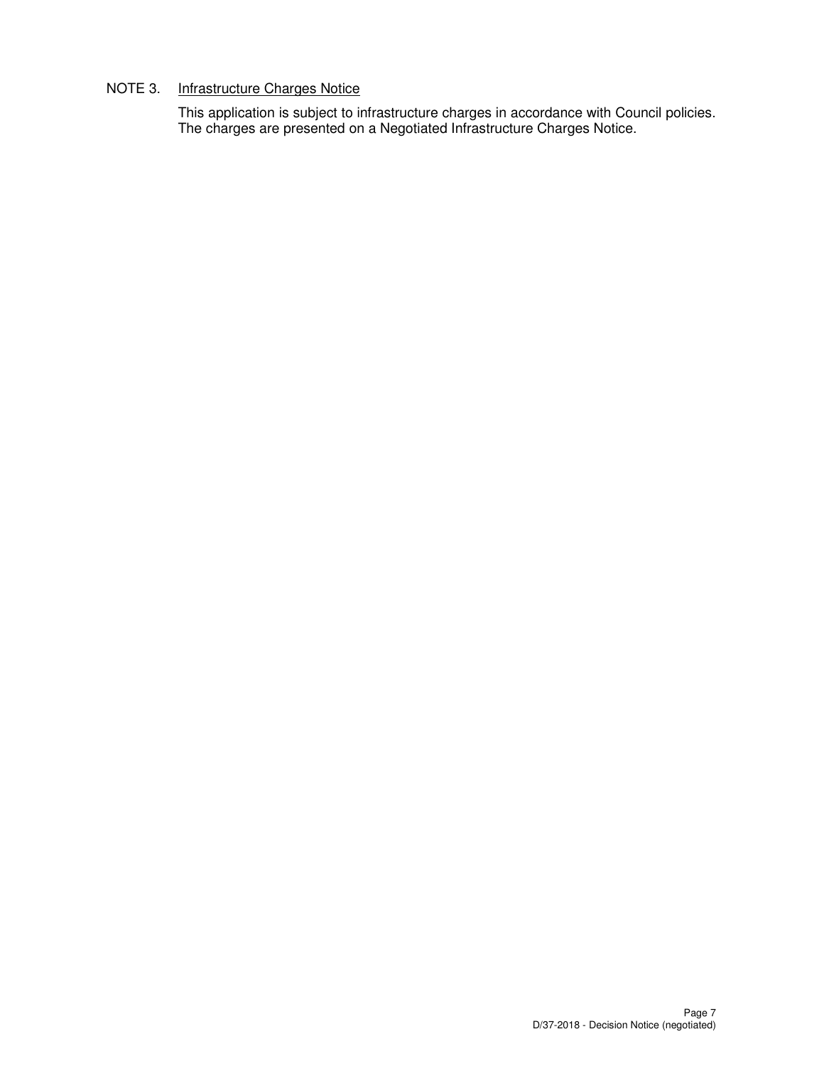NOTE 3. <u>Infrastructure Charges Notice</u>

This application is subject to infrastructure charges in accordance with Council policies. The charges are presented on a Negotiated Infrastructure Charges Notice.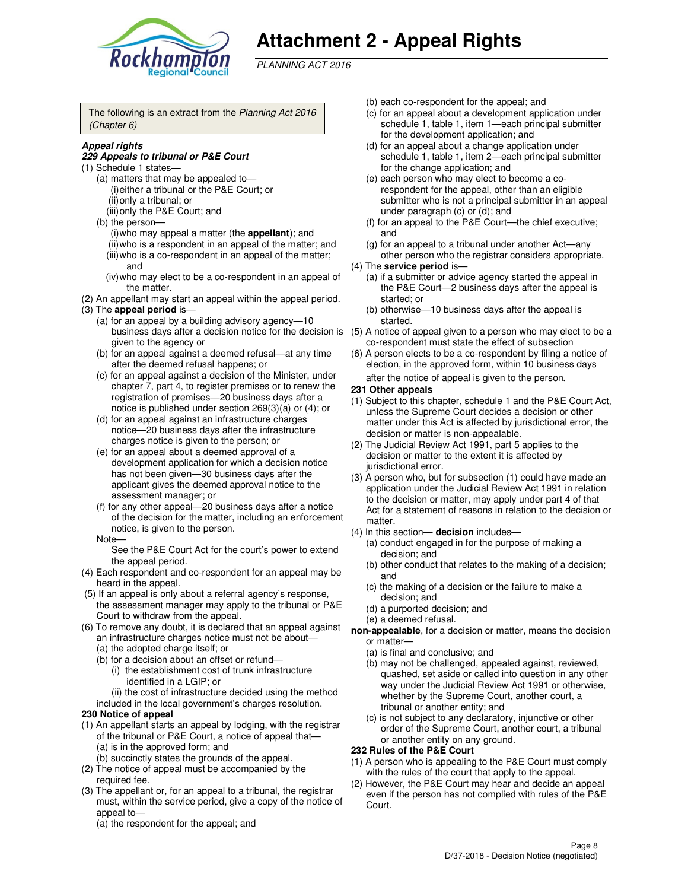# Attachment 2 - Appeal Rights

*PLANNING ACT 2016*

The following is an extract from the *Planning Act 2016 (Chapter 6)*

***Appeal rights***

***229 Appeals to tribunal or P&E Court***

(1) Schedule 1 states—

(a) matters that may be appealed to—

(i) either a tribunal or the P&E Court; or

(ii) only a tribunal; or

(iii) only the P&E Court; and

(b) the person—

(i) who may appeal a matter (the **appellant**); and

(ii) who is a respondent in an appeal of the matter; and

(iii) who is a co-respondent in an appeal of the matter; and

(iv) who may elect to be a co-respondent in an appeal of the matter.

(2) An appellant may start an appeal within the appeal period.

(3) The **appeal period** is—

(a) for an appeal by a building advisory agency—10 business days after a decision notice for the decision is given to the agency or

(b) for an appeal against a deemed refusal—at any time after the deemed refusal happens; or

(c) for an appeal against a decision of the Minister, under chapter 7, part 4, to register premises or to renew the registration of premises—20 business days after a notice is published under section 269(3)(a) or (4); or

(d) for an appeal against an infrastructure charges notice—20 business days after the infrastructure charges notice is given to the person; or

(e) for an appeal about a deemed approval of a development application for which a decision notice has not been given—30 business days after the applicant gives the deemed approval notice to the assessment manager; or

(f) for any other appeal—20 business days after a notice of the decision for the matter, including an enforcement notice, is given to the person.

Note—

See the P&E Court Act for the court's power to extend the appeal period.

(4) Each respondent and co-respondent for an appeal may be heard in the appeal.

(5) If an appeal is only about a referral agency's response, the assessment manager may apply to the tribunal or P&E Court to withdraw from the appeal.

(6) To remove any doubt, it is declared that an appeal against an infrastructure charges notice must not be about—

(a) the adopted charge itself; or

(b) for a decision about an offset or refund—

(i) the establishment cost of trunk infrastructure identified in a LGIP; or

(ii) the cost of infrastructure decided using the method included in the local government's charges resolution.

**230 Notice of appeal**

(1) An appellant starts an appeal by lodging, with the registrar of the tribunal or P&E Court, a notice of appeal that—

(a) is in the approved form; and

(b) succinctly states the grounds of the appeal.

(2) The notice of appeal must be accompanied by the required fee.

(3) The appellant or, for an appeal to a tribunal, the registrar must, within the service period, give a copy of the notice of appeal to—

(a) the respondent for the appeal; and

(b) each co-respondent for the appeal; and

(c) for an appeal about a development application under schedule 1, table 1, item 1—each principal submitter for the development application; and

(d) for an appeal about a change application under schedule 1, table 1, item 2—each principal submitter for the change application; and

(e) each person who may elect to become a co-respondent for the appeal, other than an eligible submitter who is not a principal submitter in an appeal under paragraph (c) or (d); and

(f) for an appeal to the P&E Court—the chief executive; and

(g) for an appeal to a tribunal under another Act—any other person who the registrar considers appropriate.

(4) The **service period** is—

(a) if a submitter or advice agency started the appeal in the P&E Court—2 business days after the appeal is started; or

(b) otherwise—10 business days after the appeal is started.

(5) A notice of appeal given to a person who may elect to be a co-respondent must state the effect of subsection

(6) A person elects to be a co-respondent by filing a notice of election, in the approved form, within 10 business days after the notice of appeal is given to the person**.**

**231 Other appeals**

(1) Subject to this chapter, schedule 1 and the P&E Court Act, unless the Supreme Court decides a decision or other matter under this Act is affected by jurisdictional error, the decision or matter is non-appealable.

(2) The Judicial Review Act 1991, part 5 applies to the decision or matter to the extent it is affected by jurisdictional error.

(3) A person who, but for subsection (1) could have made an application under the Judicial Review Act 1991 in relation to the decision or matter, may apply under part 4 of that Act for a statement of reasons in relation to the decision or matter.

(4) In this section— **decision** includes—

(a) conduct engaged in for the purpose of making a decision; and

(b) other conduct that relates to the making of a decision; and

(c) the making of a decision or the failure to make a decision; and

(d) a purported decision; and

(e) a deemed refusal.

**non-appealable**, for a decision or matter, means the decision or matter—

(a) is final and conclusive; and

(b) may not be challenged, appealed against, reviewed, quashed, set aside or called into question in any other way under the Judicial Review Act 1991 or otherwise, whether by the Supreme Court, another court, a tribunal or another entity; and

(c) is not subject to any declaratory, injunctive or other order of the Supreme Court, another court, a tribunal or another entity on any ground.

**232 Rules of the P&E Court**

(1) A person who is appealing to the P&E Court must comply with the rules of the court that apply to the appeal.

(2) However, the P&E Court may hear and decide an appeal even if the person has not complied with rules of the P&E Court.

D/37-2018 - Decision Notice (negotiated)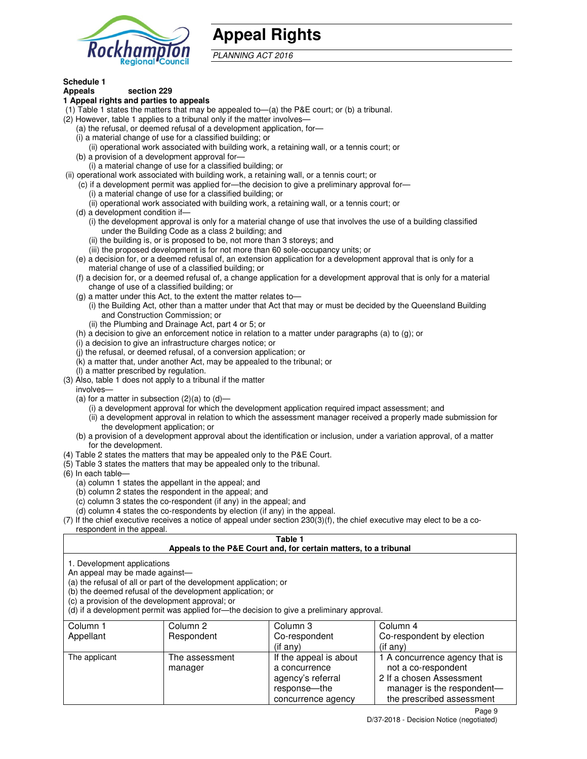# Appeal Rights

*PLANNING ACT 2016*

**Schedule 1**
**Appeals section 229**

**1 Appeal rights and parties to appeals**

(1) Table 1 states the matters that may be appealed to—(a) the P&E court; or (b) a tribunal.

(2) However, table 1 applies to a tribunal only if the matter involves—

- (a) the refusal, or deemed refusal of a development application, for—
  - (i) a material change of use for a classified building; or
  - (ii) operational work associated with building work, a retaining wall, or a tennis court; or
- (b) a provision of a development approval for—
  - (i) a material change of use for a classified building; or
  - (ii) operational work associated with building work, a retaining wall, or a tennis court; or
- (c) if a development permit was applied for—the decision to give a preliminary approval for—
  - (i) a material change of use for a classified building; or
  - (ii) operational work associated with building work, a retaining wall, or a tennis court; or
- (d) a development condition if—
  - (i) the development approval is only for a material change of use that involves the use of a building classified under the Building Code as a class 2 building; and
  - (ii) the building is, or is proposed to be, not more than 3 storeys; and
  - (iii) the proposed development is for not more than 60 sole-occupancy units; or
- (e) a decision for, or a deemed refusal of, an extension application for a development approval that is only for a material change of use of a classified building; or
- (f) a decision for, or a deemed refusal of, a change application for a development approval that is only for a material change of use of a classified building; or
- (g) a matter under this Act, to the extent the matter relates to—
  - (i) the Building Act, other than a matter under that Act that may or must be decided by the Queensland Building and Construction Commission; or
  - (ii) the Plumbing and Drainage Act, part 4 or 5; or
- (h) a decision to give an enforcement notice in relation to a matter under paragraphs (a) to (g); or
- (i) a decision to give an infrastructure charges notice; or
- (j) the refusal, or deemed refusal, of a conversion application; or
- (k) a matter that, under another Act, may be appealed to the tribunal; or
- (l) a matter prescribed by regulation.

(3) Also, table 1 does not apply to a tribunal if the matter involves—

- (a) for a matter in subsection (2)(a) to (d)—
  - (i) a development approval for which the development application required impact assessment; and
  - (ii) a development approval in relation to which the assessment manager received a properly made submission for the development application; or
- (b) a provision of a development approval about the identification or inclusion, under a variation approval, of a matter for the development.

(4) Table 2 states the matters that may be appealed only to the P&E Court.

(5) Table 3 states the matters that may be appealed only to the tribunal.

(6) In each table—

- (a) column 1 states the appellant in the appeal; and
- (b) column 2 states the respondent in the appeal; and
- (c) column 3 states the co-respondent (if any) in the appeal; and
- (d) column 4 states the co-respondents by election (if any) in the appeal.

(7) If the chief executive receives a notice of appeal under section 230(3)(f), the chief executive may elect to be a co-respondent in the appeal.

**Table 1**
**Appeals to the P&E Court and, for certain matters, to a tribunal**

1. Development applications
An appeal may be made against—
(a) the refusal of all or part of the development application; or
(b) the deemed refusal of the development application; or
(c) a provision of the development approval; or
(d) if a development permit was applied for—the decision to give a preliminary approval.

| Column 1<br>Appellant | Column 2<br>Respondent | Column 3<br>Co-respondent<br>(if any) | Column 4<br>Co-respondent by election<br>(if any) |
|---|---|---|---|
| The applicant | The assessment manager | If the appeal is about a concurrence agency's referral response—the concurrence agency | 1 A concurrence agency that is not a co-respondent<br>2 If a chosen Assessment manager is the respondent—the prescribed assessment |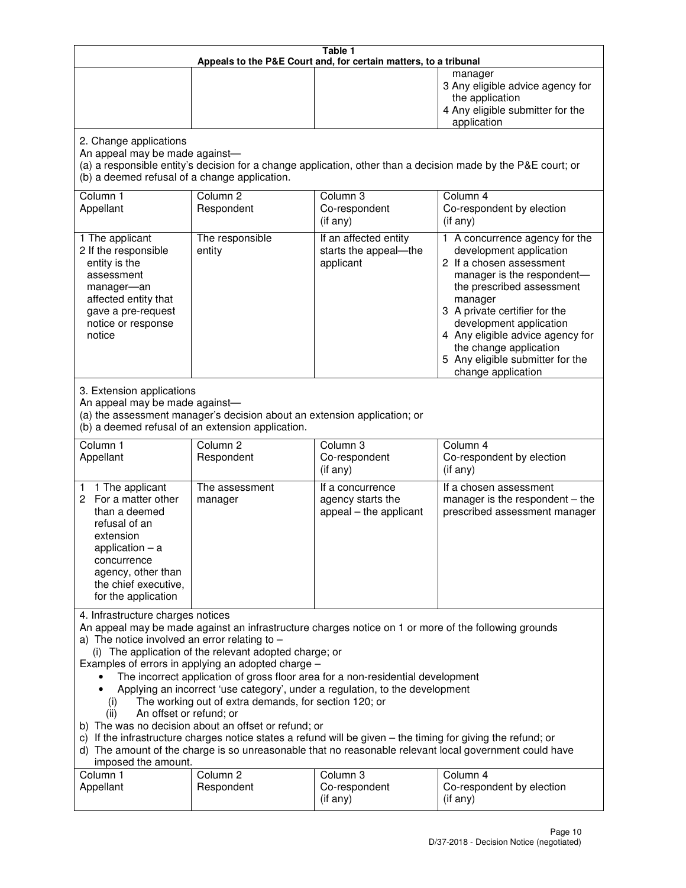**Table 1**
**Appeals to the P&E Court and, for certain matters, to a tribunal**

| | | | |
|---|---|---|---|
| | | | manager<br>3 Any eligible advice agency for the application<br>4 Any eligible submitter for the application |

2. Change applications
An appeal may be made against—
(a) a responsible entity's decision for a change application, other than a decision made by the P&E court; or
(b) a deemed refusal of a change application.

| Column 1<br>Appellant | Column 2<br>Respondent | Column 3<br>Co-respondent<br>(if any) | Column 4<br>Co-respondent by election<br>(if any) |
|---|---|---|---|
| 1 The applicant<br>2 If the responsible entity is the assessment manager—an affected entity that gave a pre-request notice or response notice | The responsible entity | If an affected entity starts the appeal—the applicant | 1 A concurrence agency for the development application<br>2 If a chosen assessment manager is the respondent—the prescribed assessment manager<br>3 A private certifier for the development application<br>4 Any eligible advice agency for the change application<br>5 Any eligible submitter for the change application |

3. Extension applications
An appeal may be made against—
(a) the assessment manager's decision about an extension application; or
(b) a deemed refusal of an extension application.

| Column 1<br>Appellant | Column 2<br>Respondent | Column 3<br>Co-respondent<br>(if any) | Column 4<br>Co-respondent by election<br>(if any) |
|---|---|---|---|
| 1 1 The applicant<br>2 For a matter other than a deemed refusal of an extension application – a concurrence agency, other than the chief executive, for the application | The assessment manager | If a concurrence agency starts the appeal – the applicant | If a chosen assessment manager is the respondent – the prescribed assessment manager |

4. Infrastructure charges notices
An appeal may be made against an infrastructure charges notice on 1 or more of the following grounds
a) The notice involved an error relating to –
(i) The application of the relevant adopted charge; or
Examples of errors in applying an adopted charge –
- The incorrect application of gross floor area for a non-residential development
- Applying an incorrect 'use category', under a regulation, to the development
(i) The working out of extra demands, for section 120; or
(ii) An offset or refund; or
b) The was no decision about an offset or refund; or
c) If the infrastructure charges notice states a refund will be given – the timing for giving the refund; or
d) The amount of the charge is so unreasonable that no reasonable relevant local government could have imposed the amount.

| Column 1<br>Appellant | Column 2<br>Respondent | Column 3<br>Co-respondent<br>(if any) | Column 4<br>Co-respondent by election<br>(if any) |
|---|---|---|---|

D/37-2018 - Decision Notice (negotiated)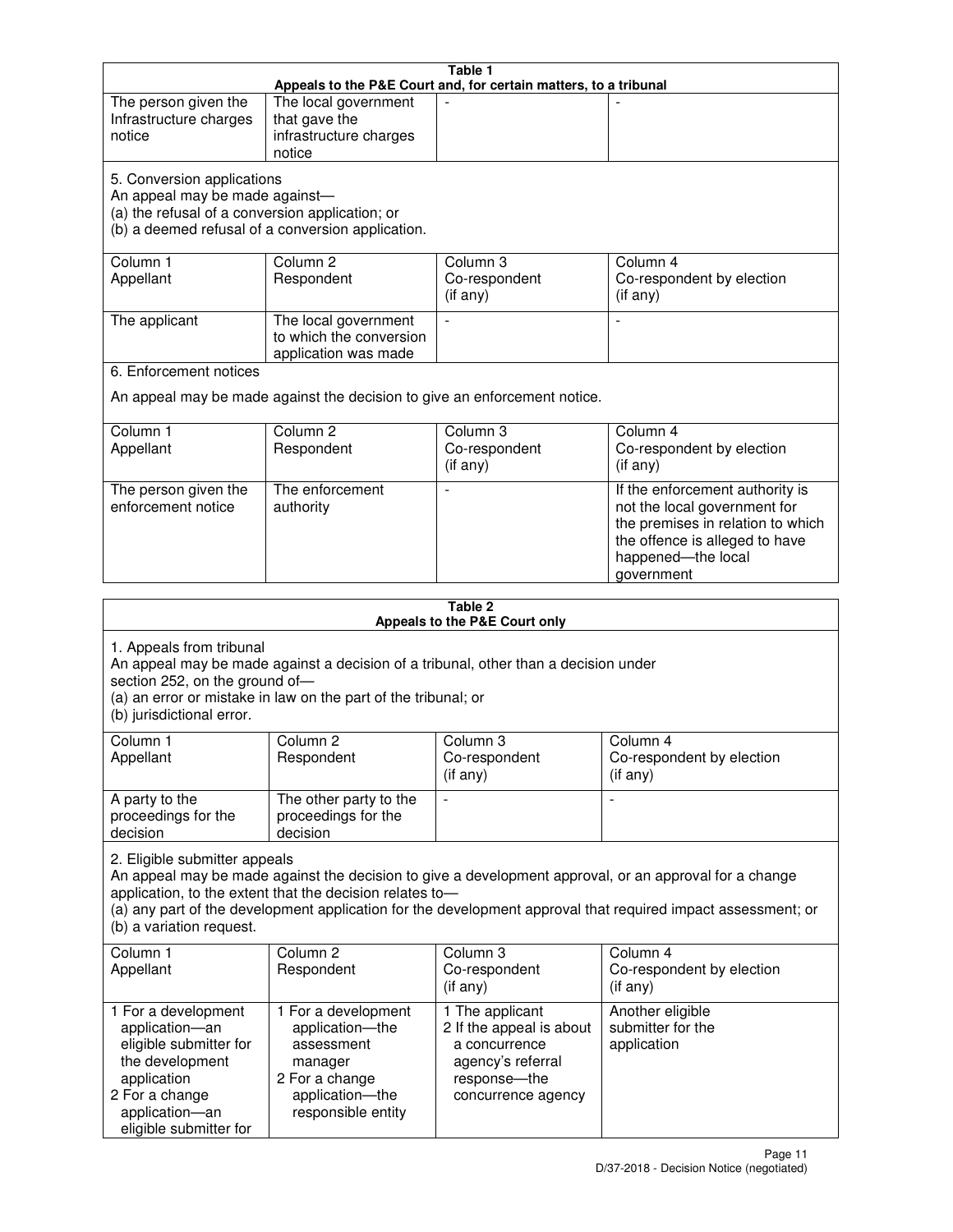**Table 1**
**Appeals to the P&E Court and, for certain matters, to a tribunal**

| | | | |
|---|---|---|---|
| The person given the Infrastructure charges notice | The local government that gave the infrastructure charges notice | - | - |

5. Conversion applications
An appeal may be made against—
(a) the refusal of a conversion application; or
(b) a deemed refusal of a conversion application.

| Column 1 Appellant | Column 2 Respondent | Column 3 Co-respondent (if any) | Column 4 Co-respondent by election (if any) |
|---|---|---|---|
| The applicant | The local government to which the conversion application was made | - | - |

6. Enforcement notices

An appeal may be made against the decision to give an enforcement notice.

| Column 1 Appellant | Column 2 Respondent | Column 3 Co-respondent (if any) | Column 4 Co-respondent by election (if any) |
|---|---|---|---|
| The person given the enforcement notice | The enforcement authority | - | If the enforcement authority is not the local government for the premises in relation to which the offence is alleged to have happened—the local government |

**Table 2**
**Appeals to the P&E Court only**

1. Appeals from tribunal
An appeal may be made against a decision of a tribunal, other than a decision under section 252, on the ground of—
(a) an error or mistake in law on the part of the tribunal; or
(b) jurisdictional error.

| Column 1 Appellant | Column 2 Respondent | Column 3 Co-respondent (if any) | Column 4 Co-respondent by election (if any) |
|---|---|---|---|
| A party to the proceedings for the decision | The other party to the proceedings for the decision | - | - |

2. Eligible submitter appeals
An appeal may be made against the decision to give a development approval, or an approval for a change application, to the extent that the decision relates to—
(a) any part of the development application for the development approval that required impact assessment; or
(b) a variation request.

| Column 1 Appellant | Column 2 Respondent | Column 3 Co-respondent (if any) | Column 4 Co-respondent by election (if any) |
|---|---|---|---|
| 1 For a development application—an eligible submitter for the development application<br>2 For a change application—an eligible submitter for | 1 For a development application—the assessment manager<br>2 For a change application—the responsible entity | 1 The applicant<br>2 If the appeal is about a concurrence agency's referral response—the concurrence agency | Another eligible submitter for the application |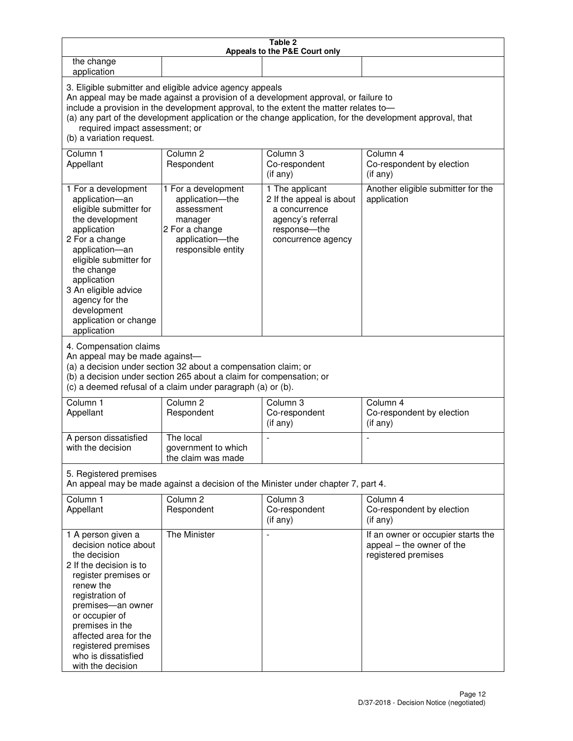**Table 2**
**Appeals to the P&E Court only**

| | | | |
|---|---|---|---|
| the change application | | | |

3. Eligible submitter and eligible advice agency appeals
An appeal may be made against a provision of a development approval, or failure to include a provision in the development approval, to the extent the matter relates to—
(a) any part of the development application or the change application, for the development approval, that required impact assessment; or
(b) a variation request.

| Column 1 Appellant | Column 2 Respondent | Column 3 Co-respondent (if any) | Column 4 Co-respondent by election (if any) |
|---|---|---|---|
| 1 For a development application—an eligible submitter for the development application<br>2 For a change application—an eligible submitter for the change application<br>3 An eligible advice agency for the development application or change application | 1 For a development application—the assessment manager<br>2 For a change application—the responsible entity | 1 The applicant<br>2 If the appeal is about a concurrence agency's referral response—the concurrence agency | Another eligible submitter for the application |

4. Compensation claims
An appeal may be made against—
(a) a decision under section 32 about a compensation claim; or
(b) a decision under section 265 about a claim for compensation; or
(c) a deemed refusal of a claim under paragraph (a) or (b).

| Column 1 Appellant | Column 2 Respondent | Column 3 Co-respondent (if any) | Column 4 Co-respondent by election (if any) |
|---|---|---|---|
| A person dissatisfied with the decision | The local government to which the claim was made | - | - |

5. Registered premises
An appeal may be made against a decision of the Minister under chapter 7, part 4.

| Column 1 Appellant | Column 2 Respondent | Column 3 Co-respondent (if any) | Column 4 Co-respondent by election (if any) |
|---|---|---|---|
| 1 A person given a decision notice about the decision<br>2 If the decision is to register premises or renew the registration of premises—an owner or occupier of premises in the affected area for the registered premises who is dissatisfied with the decision | The Minister | - | If an owner or occupier starts the appeal – the owner of the registered premises |

D/37-2018 - Decision Notice (negotiated)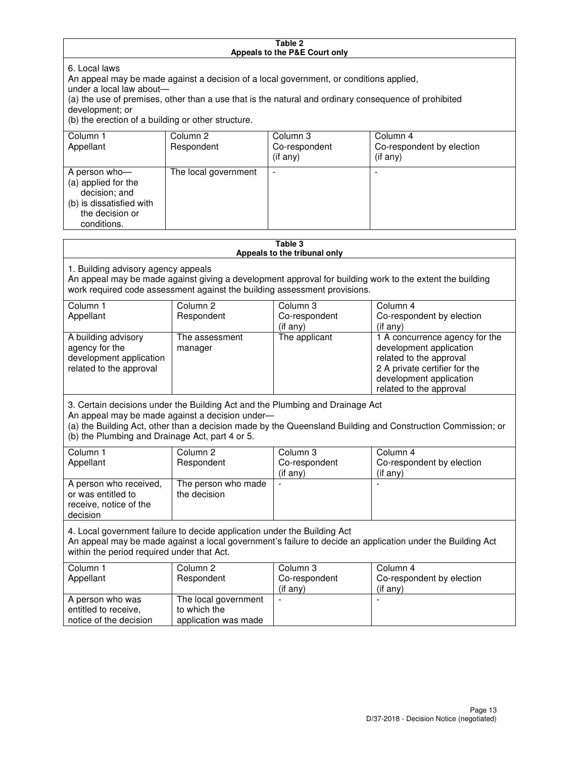**Table 2**
**Appeals to the P&E Court only**

6. Local laws
An appeal may be made against a decision of a local government, or conditions applied, under a local law about—
(a) the use of premises, other than a use that is the natural and ordinary consequence of prohibited development; or
(b) the erection of a building or other structure.

| Column 1<br>Appellant | Column 2<br>Respondent | Column 3<br>Co-respondent<br>(if any) | Column 4<br>Co-respondent by election<br>(if any) |
|---|---|---|---|
| A person who—<br>(a) applied for the decision; and<br>(b) is dissatisfied with the decision or conditions. | The local government | - | - |

**Table 3**
**Appeals to the tribunal only**

1. Building advisory agency appeals
An appeal may be made against giving a development approval for building work to the extent the building work required code assessment against the building assessment provisions.

| Column 1<br>Appellant | Column 2<br>Respondent | Column 3<br>Co-respondent<br>(if any) | Column 4<br>Co-respondent by election<br>(if any) |
|---|---|---|---|
| A building advisory agency for the development application related to the approval | The assessment manager | The applicant | 1 A concurrence agency for the development application related to the approval<br>2 A private certifier for the development application related to the approval |

3. Certain decisions under the Building Act and the Plumbing and Drainage Act
An appeal may be made against a decision under—
(a) the Building Act, other than a decision made by the Queensland Building and Construction Commission; or
(b) the Plumbing and Drainage Act, part 4 or 5.

| Column 1<br>Appellant | Column 2<br>Respondent | Column 3<br>Co-respondent<br>(if any) | Column 4<br>Co-respondent by election<br>(if any) |
|---|---|---|---|
| A person who received, or was entitled to receive, notice of the decision | The person who made the decision | - | - |

4. Local government failure to decide application under the Building Act
An appeal may be made against a local government's failure to decide an application under the Building Act within the period required under that Act.

| Column 1<br>Appellant | Column 2<br>Respondent | Column 3<br>Co-respondent<br>(if any) | Column 4<br>Co-respondent by election<br>(if any) |
|---|---|---|---|
| A person who was entitled to receive, notice of the decision | The local government to which the application was made | - | - |

D/37-2018 - Decision Notice (negotiated)